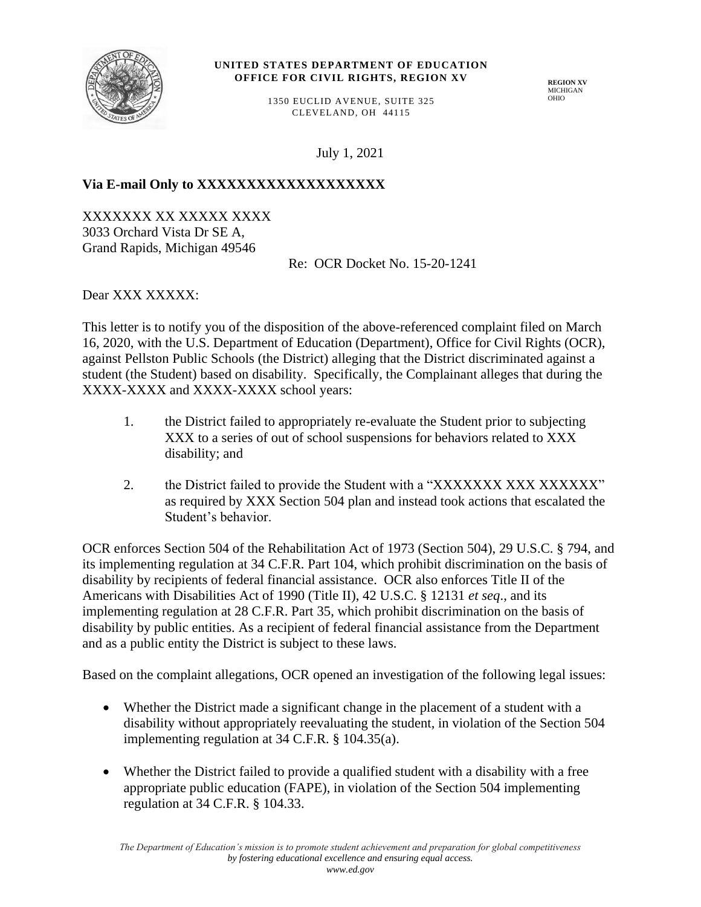**UNITED STATES DEPARTMENT OF EDUCATION**
**OFFICE FOR CIVIL RIGHTS, REGION XV**

1350 EUCLID AVENUE, SUITE 325
CLEVELAND, OH 44115

**REGION XV**
MICHIGAN
OHIO

July 1, 2021

**Via E-mail Only to XXXXXXXXXXXXXXXXXX**

XXXXXXX XX XXXXX XXXX
3033 Orchard Vista Dr SE A,
Grand Rapids, Michigan 49546

Re: OCR Docket No. 15-20-1241

Dear XXX XXXXX:

This letter is to notify you of the disposition of the above-referenced complaint filed on March 16, 2020, with the U.S. Department of Education (Department), Office for Civil Rights (OCR), against Pellston Public Schools (the District) alleging that the District discriminated against a student (the Student) based on disability. Specifically, the Complainant alleges that during the XXXX-XXXX and XXXX-XXXX school years:

1. the District failed to appropriately re-evaluate the Student prior to subjecting XXX to a series of out of school suspensions for behaviors related to XXX disability; and

2. the District failed to provide the Student with a "XXXXXXX XXX XXXXXX" as required by XXX Section 504 plan and instead took actions that escalated the Student's behavior.

OCR enforces Section 504 of the Rehabilitation Act of 1973 (Section 504), 29 U.S.C. § 794, and its implementing regulation at 34 C.F.R. Part 104, which prohibit discrimination on the basis of disability by recipients of federal financial assistance. OCR also enforces Title II of the Americans with Disabilities Act of 1990 (Title II), 42 U.S.C. § 12131 *et seq*., and its implementing regulation at 28 C.F.R. Part 35, which prohibit discrimination on the basis of disability by public entities. As a recipient of federal financial assistance from the Department and as a public entity the District is subject to these laws.

Based on the complaint allegations, OCR opened an investigation of the following legal issues:

- Whether the District made a significant change in the placement of a student with a disability without appropriately reevaluating the student, in violation of the Section 504 implementing regulation at 34 C.F.R. § 104.35(a).

- Whether the District failed to provide a qualified student with a disability with a free appropriate public education (FAPE), in violation of the Section 504 implementing regulation at 34 C.F.R. § 104.33.

*The Department of Education's mission is to promote student achievement and preparation for global competitiveness by fostering educational excellence and ensuring equal access.*
*www.ed.gov*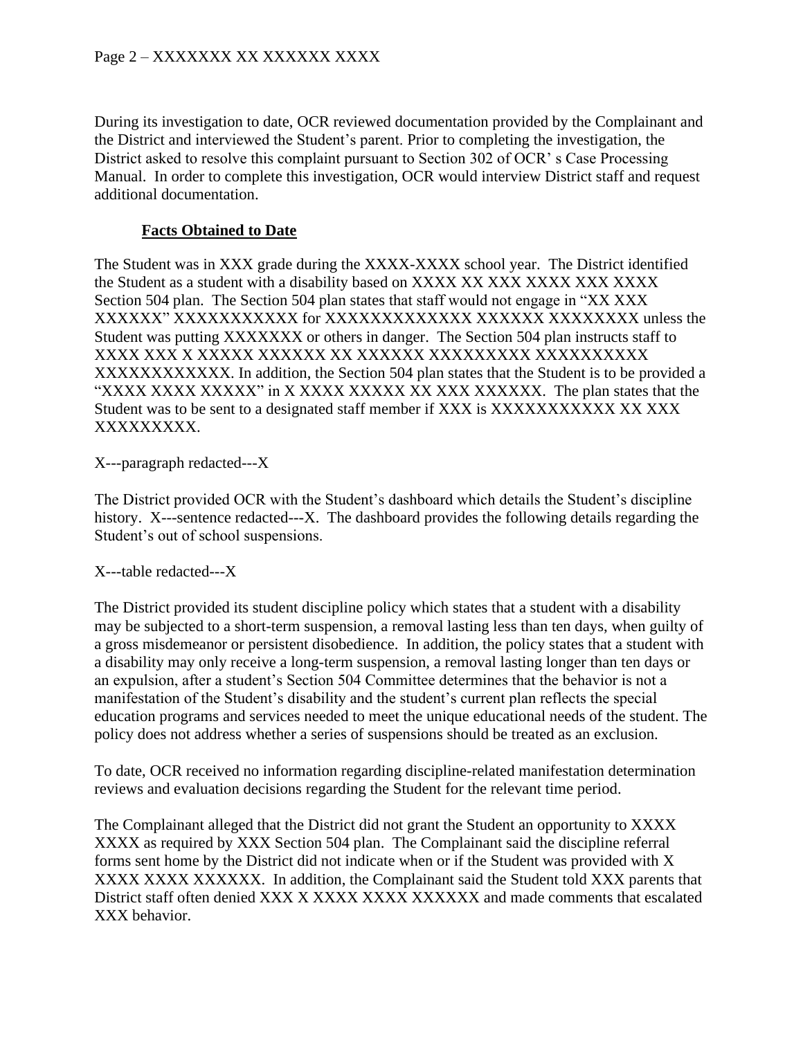During its investigation to date, OCR reviewed documentation provided by the Complainant and the District and interviewed the Student's parent. Prior to completing the investigation, the District asked to resolve this complaint pursuant to Section 302 of OCR' s Case Processing Manual. In order to complete this investigation, OCR would interview District staff and request additional documentation.

**Facts Obtained to Date**

The Student was in XXX grade during the XXXX-XXXX school year. The District identified the Student as a student with a disability based on XXXX XX XXX XXXX XXX XXXX Section 504 plan. The Section 504 plan states that staff would not engage in "XX XXX XXXXXX" XXXXXXXXXXX for XXXXXXXXXXXXX XXXXXX XXXXXXXX unless the Student was putting XXXXXXX or others in danger. The Section 504 plan instructs staff to XXXX XXX X XXXXX XXXXXX XX XXXXXX XXXXXXXXX XXXXXXXXXX XXXXXXXXXXXX. In addition, the Section 504 plan states that the Student is to be provided a "XXXX XXXX XXXXX" in X XXXX XXXXX XX XXX XXXXXX. The plan states that the Student was to be sent to a designated staff member if XXX is XXXXXXXXXXX XX XXX XXXXXXXXX.

X---paragraph redacted---X

The District provided OCR with the Student's dashboard which details the Student's discipline history. X---sentence redacted---X. The dashboard provides the following details regarding the Student's out of school suspensions.

X---table redacted---X

The District provided its student discipline policy which states that a student with a disability may be subjected to a short-term suspension, a removal lasting less than ten days, when guilty of a gross misdemeanor or persistent disobedience. In addition, the policy states that a student with a disability may only receive a long-term suspension, a removal lasting longer than ten days or an expulsion, after a student's Section 504 Committee determines that the behavior is not a manifestation of the Student's disability and the student's current plan reflects the special education programs and services needed to meet the unique educational needs of the student. The policy does not address whether a series of suspensions should be treated as an exclusion.

To date, OCR received no information regarding discipline-related manifestation determination reviews and evaluation decisions regarding the Student for the relevant time period.

The Complainant alleged that the District did not grant the Student an opportunity to XXXX XXXX as required by XXX Section 504 plan. The Complainant said the discipline referral forms sent home by the District did not indicate when or if the Student was provided with X XXXX XXXX XXXXXX. In addition, the Complainant said the Student told XXX parents that District staff often denied XXX X XXXX XXXX XXXXXX and made comments that escalated XXX behavior.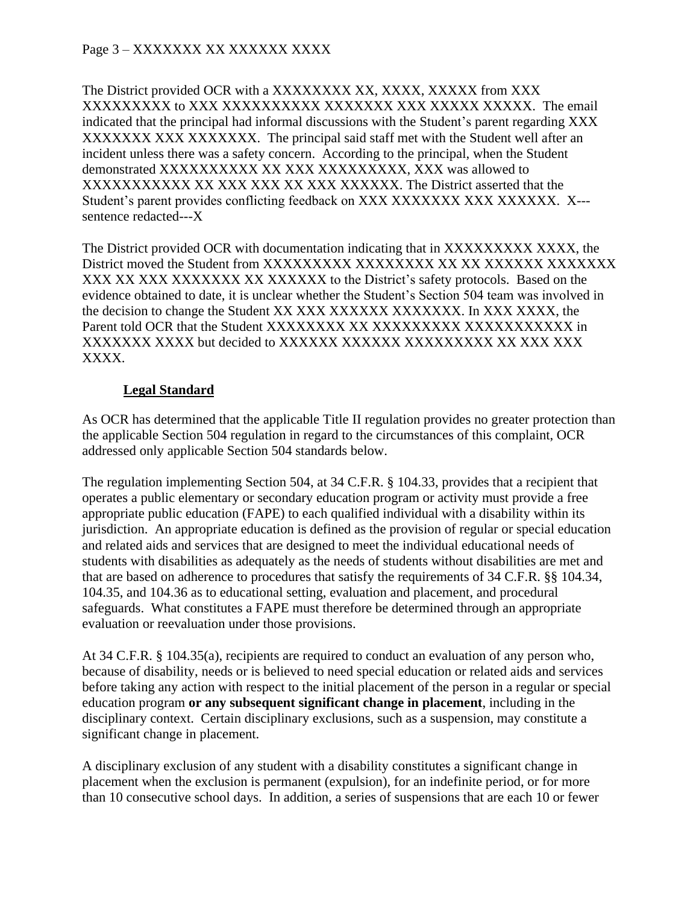The District provided OCR with a XXXXXXXX XX, XXXX, XXXXX from XXX XXXXXXXXX to XXX XXXXXXXXXX XXXXXXX XXX XXXXX XXXXX. The email indicated that the principal had informal discussions with the Student's parent regarding XXX XXXXXXX XXX XXXXXXX. The principal said staff met with the Student well after an incident unless there was a safety concern. According to the principal, when the Student demonstrated XXXXXXXXXX XX XXX XXXXXXXXX, XXX was allowed to XXXXXXXXXXX XX XXX XXX XX XXX XXXXXX. The District asserted that the Student's parent provides conflicting feedback on XXX XXXXXXX XXX XXXXXX. X---sentence redacted---X

The District provided OCR with documentation indicating that in XXXXXXXXX XXXX, the District moved the Student from XXXXXXXXX XXXXXXXX XX XX XXXXXX XXXXXXX XXX XX XXX XXXXXXX XX XXXXXX to the District's safety protocols. Based on the evidence obtained to date, it is unclear whether the Student's Section 504 team was involved in the decision to change the Student XX XXX XXXXXX XXXXXXX. In XXX XXXX, the Parent told OCR that the Student XXXXXXXX XX XXXXXXXXX XXXXXXXXXXX in XXXXXXX XXXX but decided to XXXXXX XXXXXX XXXXXXXXX XX XXX XXX XXXX.

## Legal Standard

As OCR has determined that the applicable Title II regulation provides no greater protection than the applicable Section 504 regulation in regard to the circumstances of this complaint, OCR addressed only applicable Section 504 standards below.

The regulation implementing Section 504, at 34 C.F.R. § 104.33, provides that a recipient that operates a public elementary or secondary education program or activity must provide a free appropriate public education (FAPE) to each qualified individual with a disability within its jurisdiction. An appropriate education is defined as the provision of regular or special education and related aids and services that are designed to meet the individual educational needs of students with disabilities as adequately as the needs of students without disabilities are met and that are based on adherence to procedures that satisfy the requirements of 34 C.F.R. §§ 104.34, 104.35, and 104.36 as to educational setting, evaluation and placement, and procedural safeguards. What constitutes a FAPE must therefore be determined through an appropriate evaluation or reevaluation under those provisions.

At 34 C.F.R. § 104.35(a), recipients are required to conduct an evaluation of any person who, because of disability, needs or is believed to need special education or related aids and services before taking any action with respect to the initial placement of the person in a regular or special education program **or any subsequent significant change in placement**, including in the disciplinary context. Certain disciplinary exclusions, such as a suspension, may constitute a significant change in placement.

A disciplinary exclusion of any student with a disability constitutes a significant change in placement when the exclusion is permanent (expulsion), for an indefinite period, or for more than 10 consecutive school days. In addition, a series of suspensions that are each 10 or fewer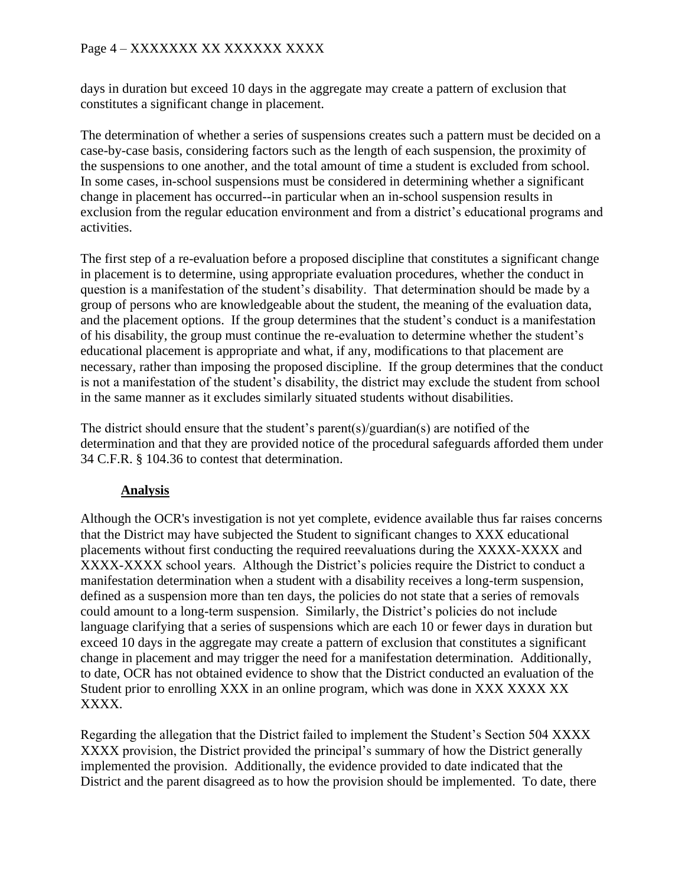days in duration but exceed 10 days in the aggregate may create a pattern of exclusion that constitutes a significant change in placement.

The determination of whether a series of suspensions creates such a pattern must be decided on a case-by-case basis, considering factors such as the length of each suspension, the proximity of the suspensions to one another, and the total amount of time a student is excluded from school. In some cases, in-school suspensions must be considered in determining whether a significant change in placement has occurred--in particular when an in-school suspension results in exclusion from the regular education environment and from a district's educational programs and activities.

The first step of a re-evaluation before a proposed discipline that constitutes a significant change in placement is to determine, using appropriate evaluation procedures, whether the conduct in question is a manifestation of the student's disability. That determination should be made by a group of persons who are knowledgeable about the student, the meaning of the evaluation data, and the placement options. If the group determines that the student's conduct is a manifestation of his disability, the group must continue the re-evaluation to determine whether the student's educational placement is appropriate and what, if any, modifications to that placement are necessary, rather than imposing the proposed discipline. If the group determines that the conduct is not a manifestation of the student's disability, the district may exclude the student from school in the same manner as it excludes similarly situated students without disabilities.

The district should ensure that the student's parent(s)/guardian(s) are notified of the determination and that they are provided notice of the procedural safeguards afforded them under 34 C.F.R. § 104.36 to contest that determination.

**Analysis**

Although the OCR's investigation is not yet complete, evidence available thus far raises concerns that the District may have subjected the Student to significant changes to XXX educational placements without first conducting the required reevaluations during the XXXX-XXXX and XXXX-XXXX school years. Although the District's policies require the District to conduct a manifestation determination when a student with a disability receives a long-term suspension, defined as a suspension more than ten days, the policies do not state that a series of removals could amount to a long-term suspension. Similarly, the District's policies do not include language clarifying that a series of suspensions which are each 10 or fewer days in duration but exceed 10 days in the aggregate may create a pattern of exclusion that constitutes a significant change in placement and may trigger the need for a manifestation determination. Additionally, to date, OCR has not obtained evidence to show that the District conducted an evaluation of the Student prior to enrolling XXX in an online program, which was done in XXX XXXX XX XXXX.

Regarding the allegation that the District failed to implement the Student's Section 504 XXXX XXXX provision, the District provided the principal's summary of how the District generally implemented the provision. Additionally, the evidence provided to date indicated that the District and the parent disagreed as to how the provision should be implemented. To date, there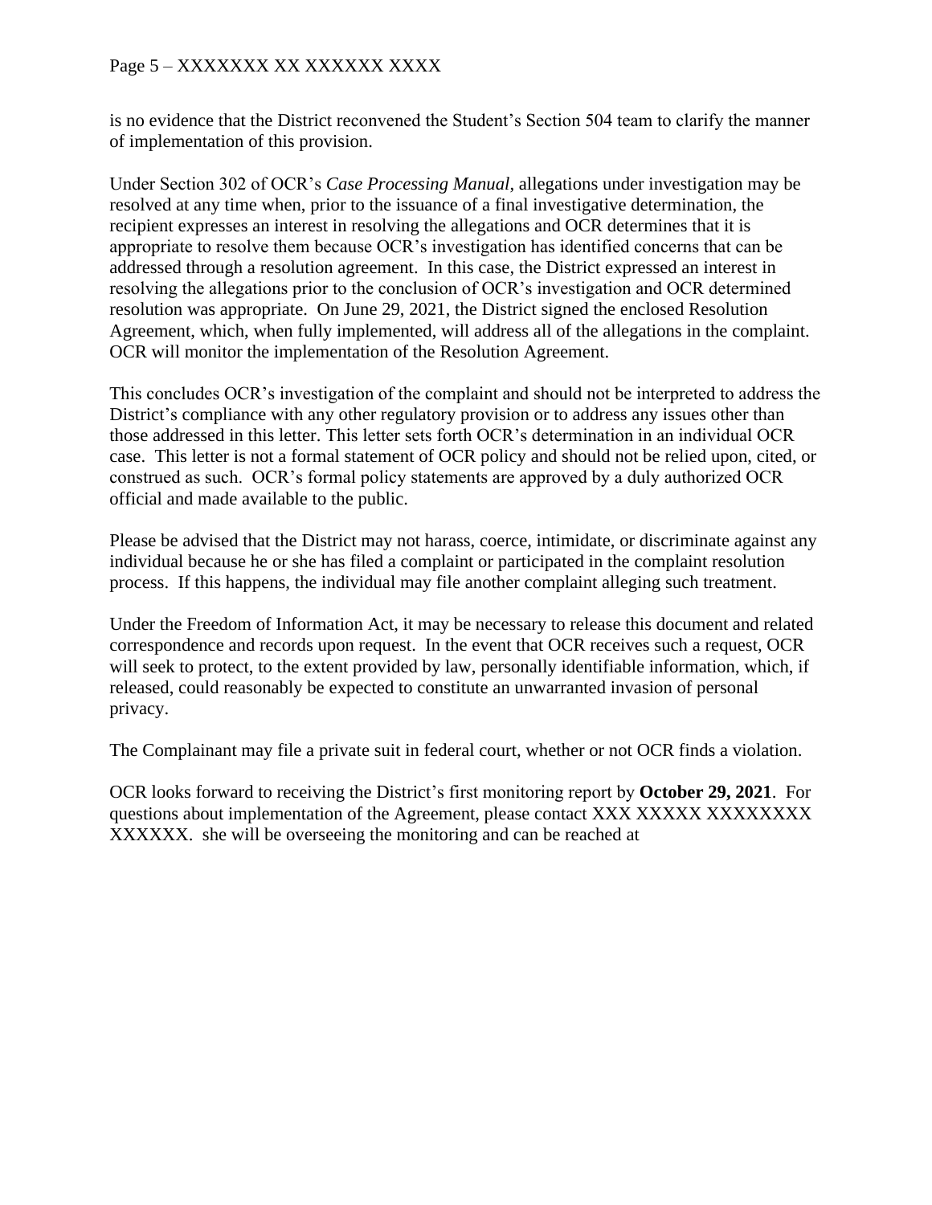is no evidence that the District reconvened the Student's Section 504 team to clarify the manner of implementation of this provision.

Under Section 302 of OCR's *Case Processing Manual*, allegations under investigation may be resolved at any time when, prior to the issuance of a final investigative determination, the recipient expresses an interest in resolving the allegations and OCR determines that it is appropriate to resolve them because OCR's investigation has identified concerns that can be addressed through a resolution agreement. In this case, the District expressed an interest in resolving the allegations prior to the conclusion of OCR's investigation and OCR determined resolution was appropriate. On June 29, 2021, the District signed the enclosed Resolution Agreement, which, when fully implemented, will address all of the allegations in the complaint. OCR will monitor the implementation of the Resolution Agreement.

This concludes OCR's investigation of the complaint and should not be interpreted to address the District's compliance with any other regulatory provision or to address any issues other than those addressed in this letter. This letter sets forth OCR's determination in an individual OCR case. This letter is not a formal statement of OCR policy and should not be relied upon, cited, or construed as such. OCR's formal policy statements are approved by a duly authorized OCR official and made available to the public.

Please be advised that the District may not harass, coerce, intimidate, or discriminate against any individual because he or she has filed a complaint or participated in the complaint resolution process. If this happens, the individual may file another complaint alleging such treatment.

Under the Freedom of Information Act, it may be necessary to release this document and related correspondence and records upon request. In the event that OCR receives such a request, OCR will seek to protect, to the extent provided by law, personally identifiable information, which, if released, could reasonably be expected to constitute an unwarranted invasion of personal privacy.

The Complainant may file a private suit in federal court, whether or not OCR finds a violation.

OCR looks forward to receiving the District's first monitoring report by **October 29, 2021**. For questions about implementation of the Agreement, please contact XXX XXXXX XXXXXXXX XXXXXX. she will be overseeing the monitoring and can be reached at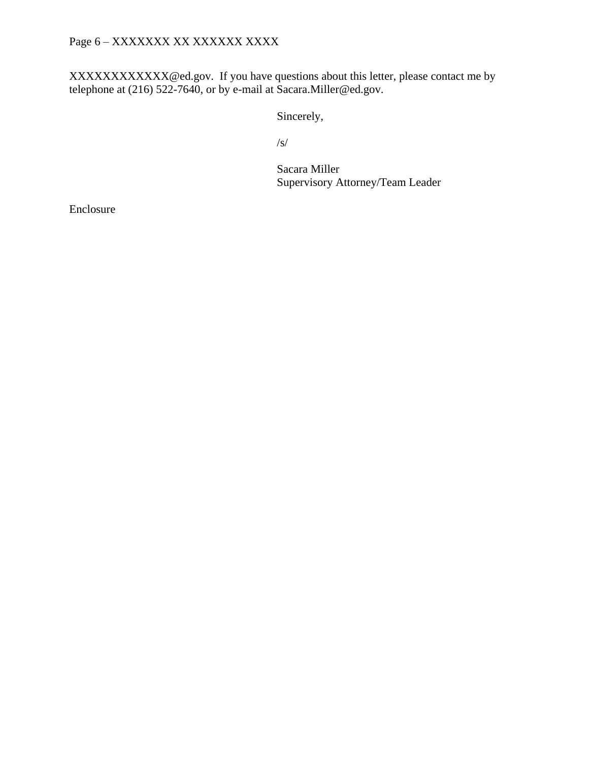XXXXXXXXXXXX@ed.gov. If you have questions about this letter, please contact me by telephone at (216) 522-7640, or by e-mail at Sacara.Miller@ed.gov.

Sincerely,

/s/

Sacara Miller
Supervisory Attorney/Team Leader

Enclosure